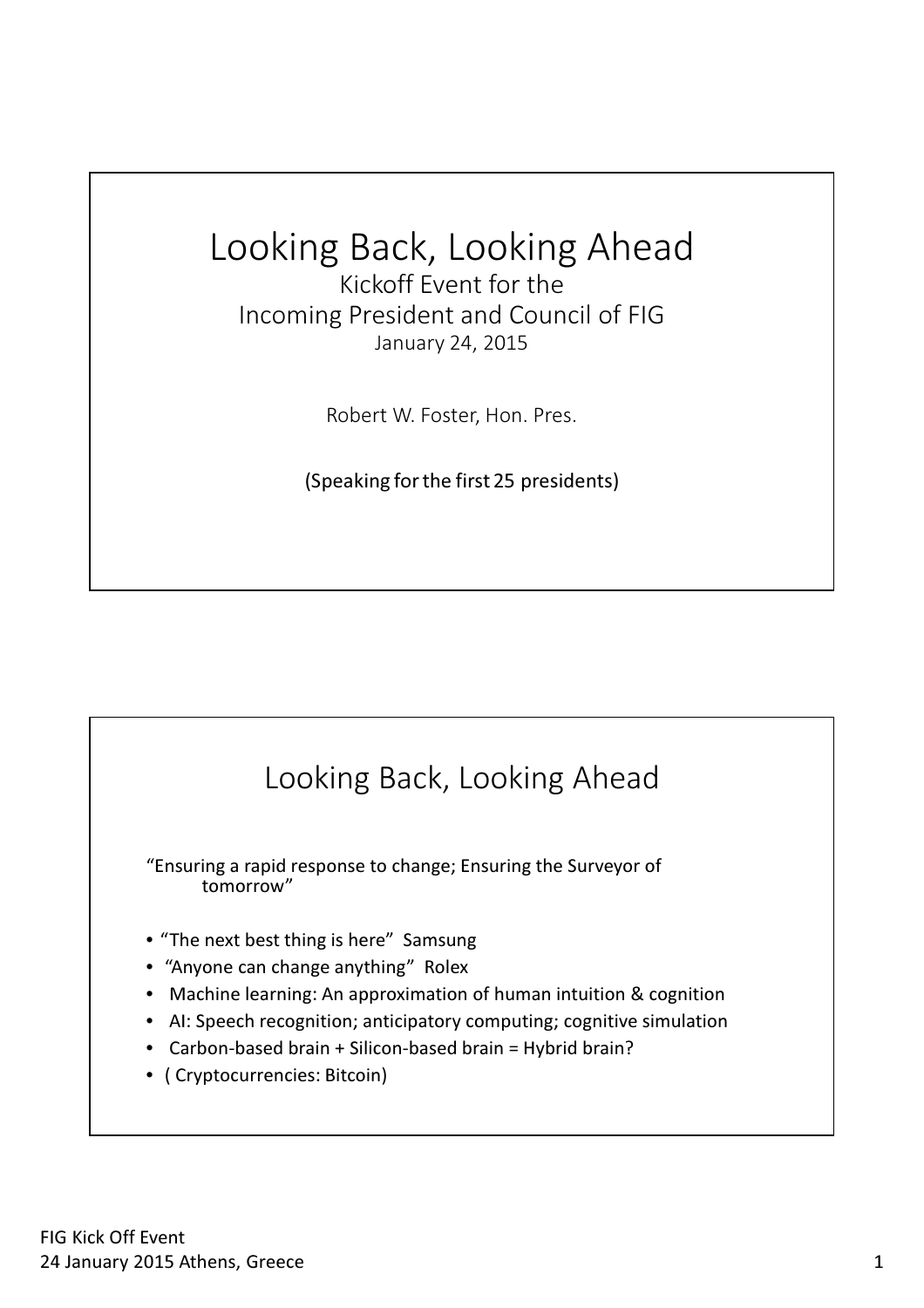# Looking Back, Looking Ahead

Kickoff Event for the
Incoming President and Council of FIG
January 24, 2015

Robert W. Foster, Hon. Pres.

(Speaking for the first 25 presidents)

## Looking Back, Looking Ahead

"Ensuring a rapid response to change; Ensuring the Surveyor of tomorrow"

- "The next best thing is here" Samsung
- "Anyone can change anything" Rolex
- Machine learning: An approximation of human intuition & cognition
- AI: Speech recognition; anticipatory computing; cognitive simulation
- Carbon-based brain + Silicon-based brain = Hybrid brain?
- ( Cryptocurrencies: Bitcoin)

FIG Kick Off Event
24 January 2015 Athens, Greece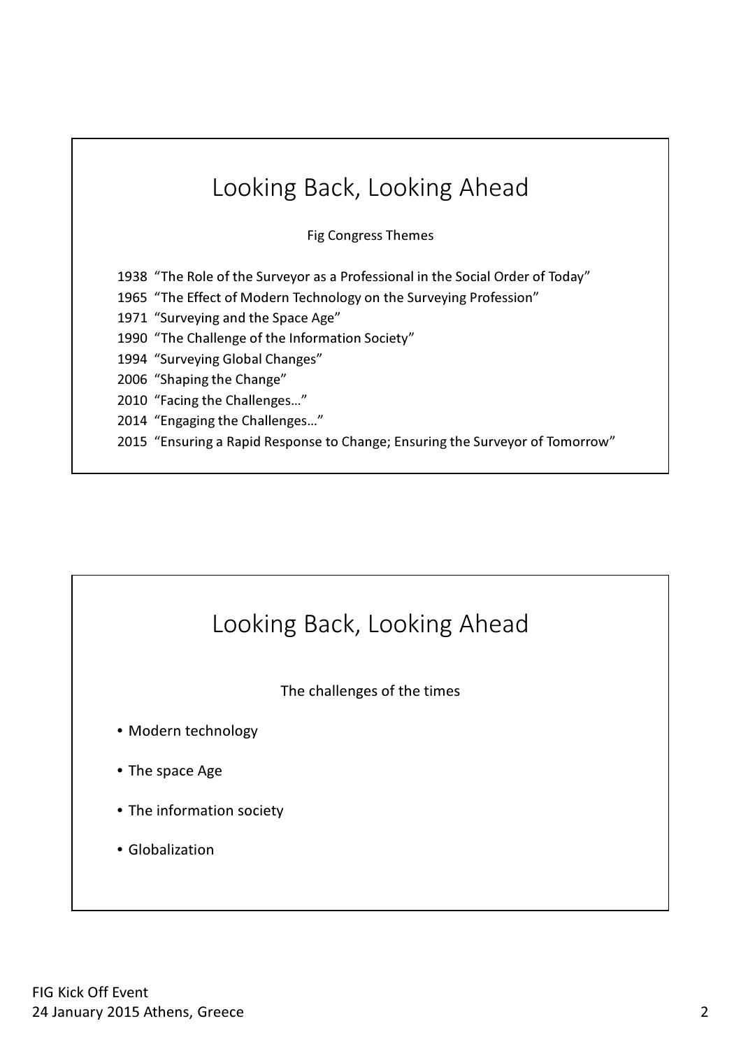# Looking Back, Looking Ahead

Fig Congress Themes

1938 “The Role of the Surveyor as a Professional in the Social Order of Today”
1965 “The Effect of Modern Technology on the Surveying Profession”
1971 “Surveying and the Space Age”
1990 “The Challenge of the Information Society”
1994 “Surveying Global Changes”
2006 “Shaping the Change”
2010 “Facing the Challenges…”
2014 “Engaging the Challenges…”
2015 “Ensuring a Rapid Response to Change; Ensuring the Surveyor of Tomorrow”

# Looking Back, Looking Ahead

The challenges of the times

- Modern technology
- The space Age
- The information society
- Globalization

FIG Kick Off Event
24 January 2015 Athens, Greece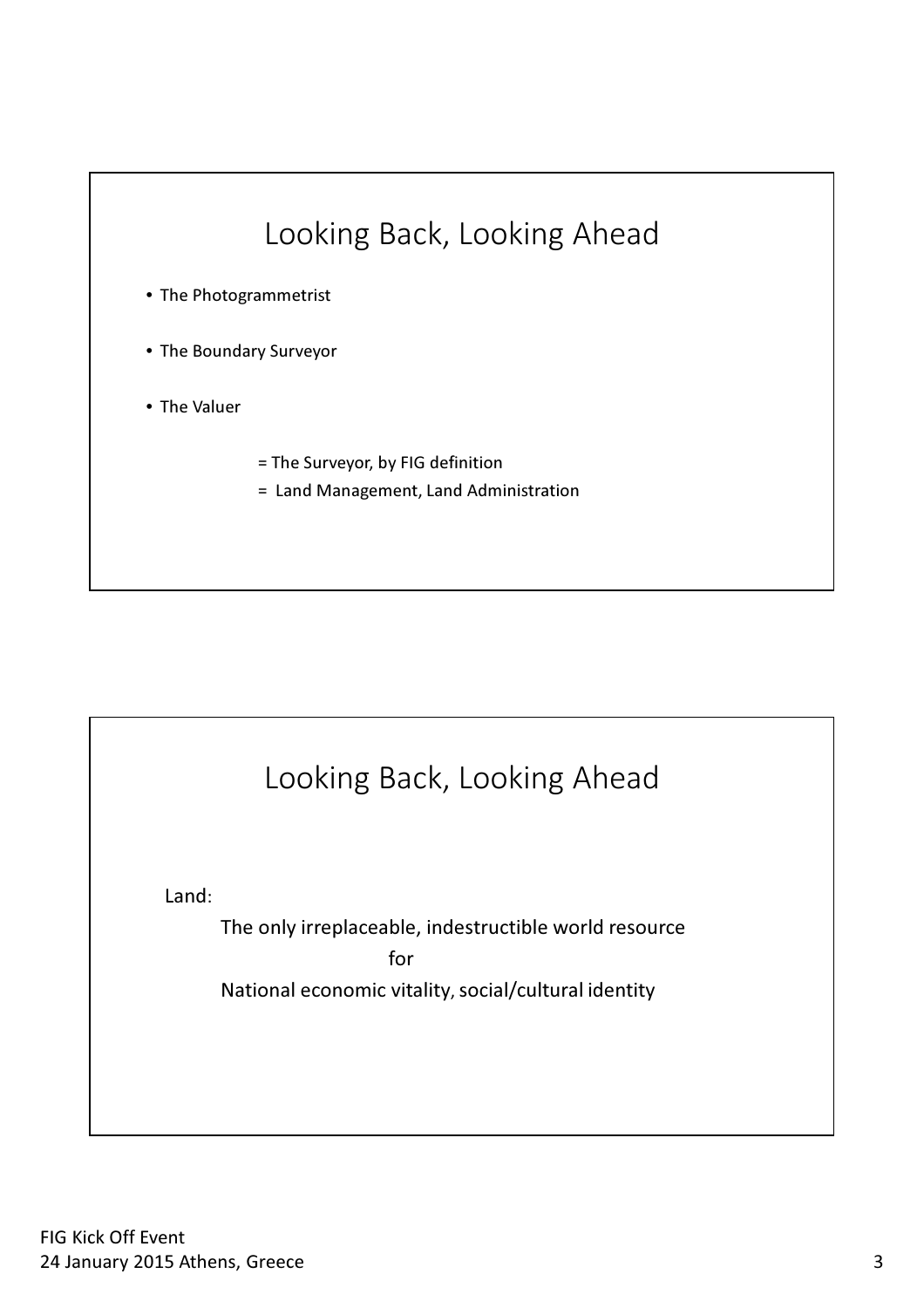## Looking Back, Looking Ahead

- The Photogrammetrist
- The Boundary Surveyor
- The Valuer

= The Surveyor, by FIG definition

= Land Management, Land Administration

## Looking Back, Looking Ahead

Land:

The only irreplaceable, indestructible world resource

for

National economic vitality, social/cultural identity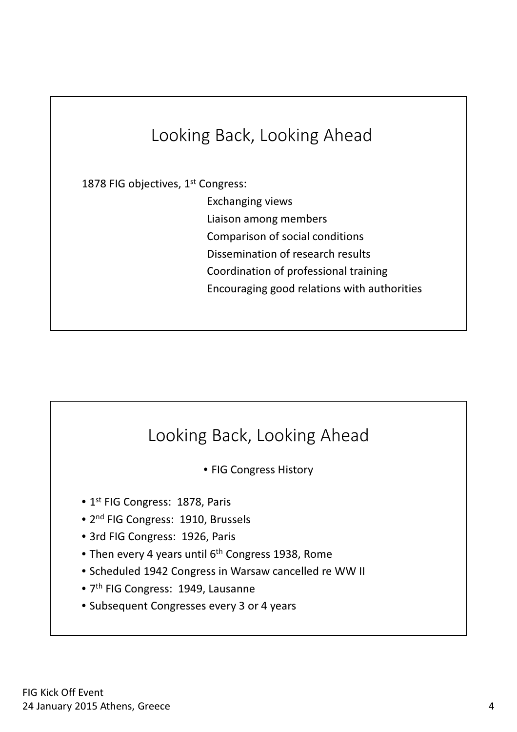## Looking Back, Looking Ahead

1878 FIG objectives, 1st Congress:

- Exchanging views
- Liaison among members
- Comparison of social conditions
- Dissemination of research results
- Coordination of professional training
- Encouraging good relations with authorities

## Looking Back, Looking Ahead

- FIG Congress History

- 1st FIG Congress: 1878, Paris
- 2nd FIG Congress: 1910, Brussels
- 3rd FIG Congress: 1926, Paris
- Then every 4 years until 6th Congress 1938, Rome
- Scheduled 1942 Congress in Warsaw cancelled re WW II
- 7th FIG Congress: 1949, Lausanne
- Subsequent Congresses every 3 or 4 years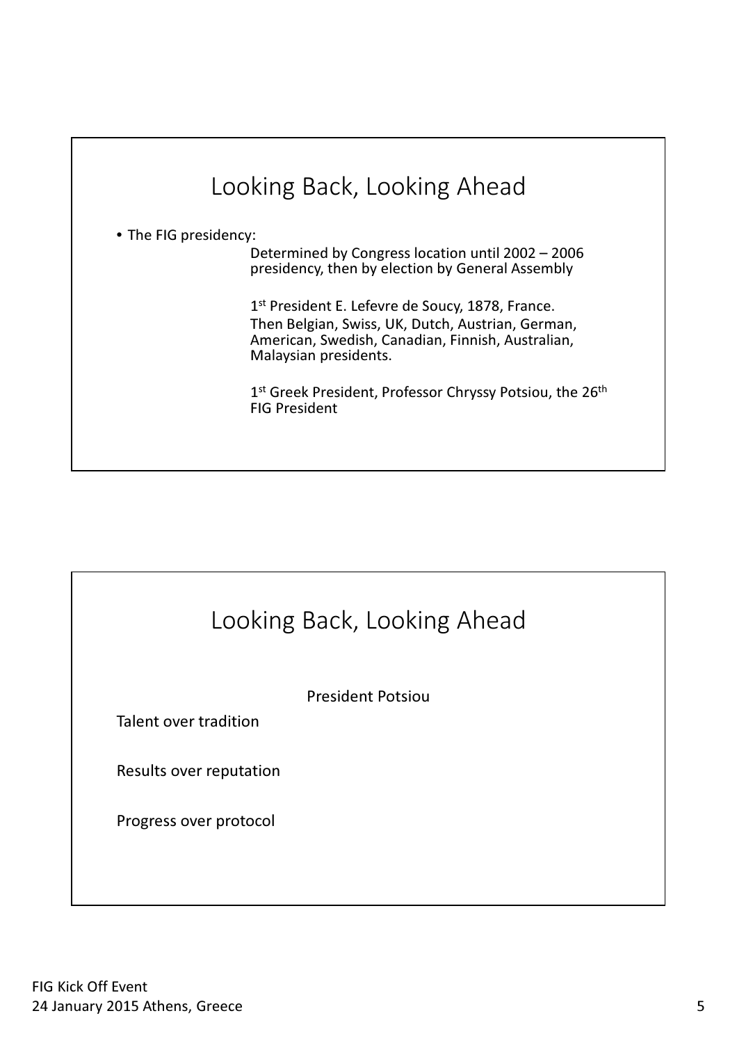## Looking Back, Looking Ahead

- The FIG presidency:

  Determined by Congress location until 2002 – 2006 presidency, then by election by General Assembly

  1st President E. Lefevre de Soucy, 1878, France.
  Then Belgian, Swiss, UK, Dutch, Austrian, German, American, Swedish, Canadian, Finnish, Australian, Malaysian presidents.

  1st Greek President, Professor Chryssy Potsiou, the 26th FIG President

## Looking Back, Looking Ahead

President Potsiou

Talent over tradition

Results over reputation

Progress over protocol

FIG Kick Off Event
24 January 2015 Athens, Greece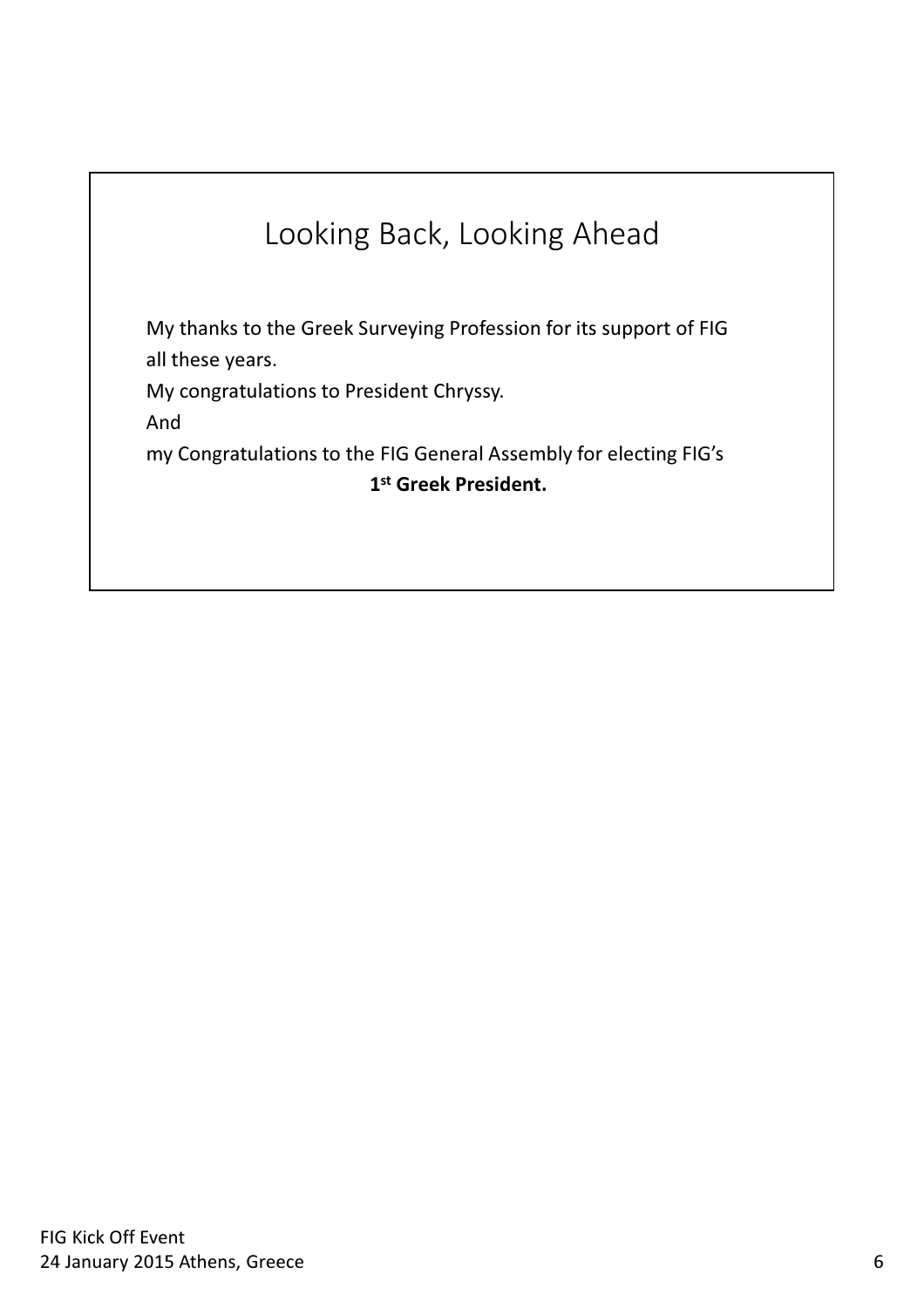# Looking Back, Looking Ahead

My thanks to the Greek Surveying Profession for its support of FIG all these years.

My congratulations to President Chryssy.

And

my Congratulations to the FIG General Assembly for electing FIG's

**1st Greek President.**